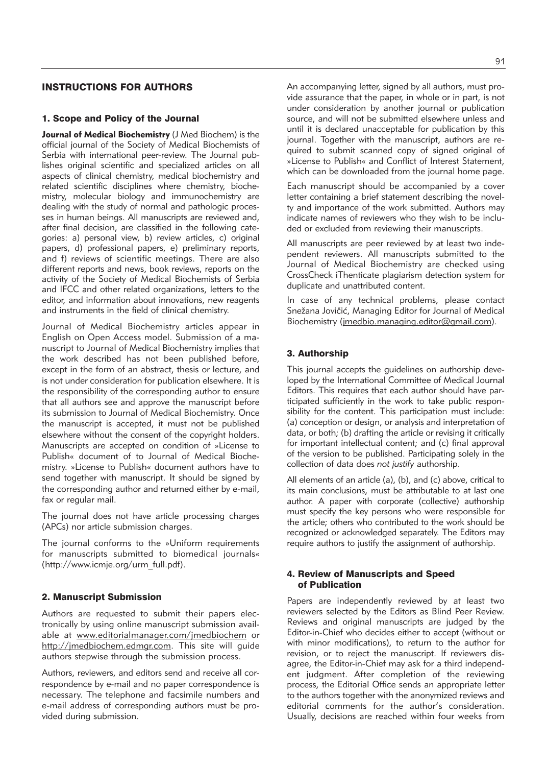# INSTRUCTIONS FOR AUTHORS

## 1. Scope and Policy of the Journal

**Journal of Medical Biochemistry** (J Med Biochem) is the official journal of the Society of Medical Biochemists of Serbia with international peer-review. The Journal publishes original scientific and specialized articles on all aspects of clinical chemistry, medical biochemistry and related scientific disciplines where chemistry, biochemistry, molecular biology and immunochemistry are dealing with the study of normal and pathologic processes in human beings. All manuscripts are reviewed and, after final decision, are classified in the following categories: a) personal view, b) review articles, c) original papers, d) professional papers, e) preliminary reports, and f) reviews of scientific meetings. There are also different reports and news, book reviews, reports on the activity of the Society of Medical Biochemists of Serbia and IFCC and other related organizations, letters to the editor, and information about innovations, new reagents and instruments in the field of clinical chemistry.

Journal of Medical Biochemistry articles appear in English on Open Access model. Submission of a manuscript to Journal of Medical Biochemistry implies that the work described has not been published before, except in the form of an abstract, thesis or lecture, and is not under consideration for publication elsewhere. It is the responsibility of the corresponding author to ensure that all authors see and approve the manuscript before its submission to Journal of Medical Biochemistry. Once the manuscript is accepted, it must not be published elsewhere without the consent of the copyright holders. Manuscripts are accepted on condition of »License to Publish« document of to Journal of Medical Biochemistry. »License to Publish« document authors have to send together with manuscript. It should be signed by the corresponding author and returned either by e-mail, fax or regular mail.

The journal does not have article processing charges (APCs) nor article submission charges.

The journal conforms to the »Uniform requirements for manuscripts submitted to biomedical journals« (http://www.icmje.org/urm_full.pdf).

## 2. Manuscript Submission

Authors are requested to submit their papers electronically by using online manuscript submission available at www.editorialmanager.com/jmedbiochem or http://jmedbiochem.edmgr.com. This site will guide authors stepwise through the submission process.

Authors, reviewers, and editors send and receive all correspondence by e-mail and no paper correspondence is necessary. The telephone and facsimile numbers and e-mail address of corresponding authors must be provided during submission.

An accompanying letter, signed by all authors, must provide assurance that the paper, in whole or in part, is not under consideration by another journal or publication source, and will not be submitted elsewhere unless and until it is declared unacceptable for publication by this journal. Together with the manuscript, authors are required to submit scanned copy of signed original of »License to Publish« and Conflict of Interest Statement, which can be downloaded from the journal home page.

Each manuscript should be accompanied by a cover letter containing a brief statement describing the novelty and importance of the work submitted. Authors may indicate names of reviewers who they wish to be included or excluded from reviewing their manuscripts.

All manuscripts are peer reviewed by at least two independent reviewers. All manuscripts submitted to the Journal of Medical Biochemistry are checked using CrossCheck iThenticate plagiarism detection system for duplicate and unattributed content.

In case of any technical problems, please contact Snežana Jovičić, Managing Editor for Journal of Medical Biochemistry (jmedbio.managing.editor@gmail.com).

## 3. Authorship

This journal accepts the guidelines on authorship developed by the International Committee of Medical Journal Editors. This requires that each author should have participated sufficiently in the work to take public responsibility for the content. This participation must include: (a) conception or design, or analysis and interpretation of data, or both; (b) drafting the article or revising it critically for important intellectual content; and (c) final approval of the version to be published. Participating solely in the collection of data does *not justify* authorship.

All elements of an article (a), (b), and (c) above, critical to its main conclusions, must be attributable to at last one author. A paper with corporate (collective) authorship must specify the key persons who were responsible for the article; others who contributed to the work should be recognized or acknowledged separately. The Editors may require authors to justify the assignment of authorship.

## 4. Review of Manuscripts and Speed of Publication

Papers are independently reviewed by at least two reviewers selected by the Editors as Blind Peer Review. Reviews and original manuscripts are judged by the Editor-in-Chief who decides either to accept (without or with minor modifications), to return to the author for revision, or to reject the manuscript. If reviewers disagree, the Editor-in-Chief may ask for a third independent judgment. After completion of the reviewing process, the Editorial Office sends an appropriate letter to the authors together with the anonymized reviews and editorial comments for the author's consideration. Usually, decisions are reached within four weeks from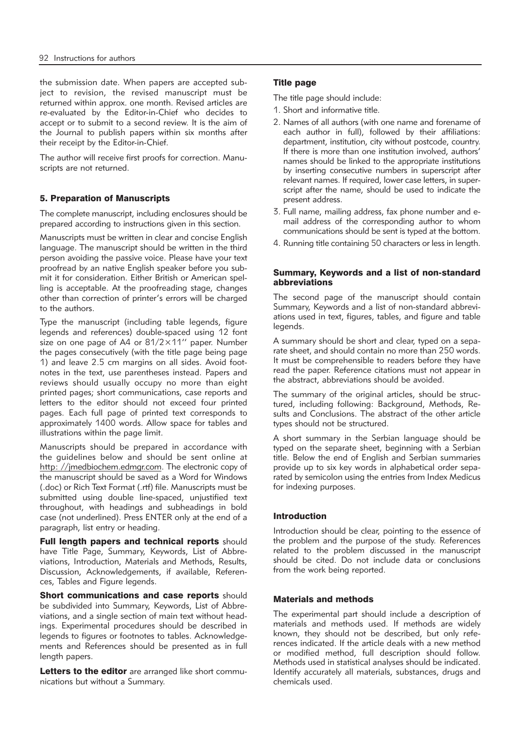the submission date. When papers are accepted subject to revision, the revised manuscript must be returned within approx. one month. Revised articles are re-evaluated by the Editor-in-Chief who decides to accept or to submit to a second review. It is the aim of the Journal to publish papers within six months after their receipt by the Editor-in-Chief.

The author will receive first proofs for correction. Manuscripts are not returned.

### 5. Preparation of Manuscripts

The complete manuscript, including enclosures should be prepared according to instructions given in this section.

Manuscripts must be written in clear and concise English language. The manuscript should be written in the third person avoiding the passive voice. Please have your text proofread by an native English speaker before you submit it for consideration. Either British or American spelling is acceptable. At the proofreading stage, changes other than correction of printer's errors will be charged to the authors.

Type the manuscript (including table legends, figure legends and references) double-spaced using 12 font size on one page of A4 or 81/2×11'' paper. Number the pages consecutively (with the title page being page 1) and leave 2.5 cm margins on all sides. Avoid footnotes in the text, use parentheses instead. Papers and reviews should usually occupy no more than eight printed pages; short communications, case reports and letters to the editor should not exceed four printed pages. Each full page of printed text corresponds to approximately 1400 words. Allow space for tables and illustrations within the page limit.

Manuscripts should be prepared in accordance with the guidelines below and should be sent online at http: //jmedbiochem.edmgr.com. The electronic copy of the manuscript should be saved as a Word for Windows (.doc) or Rich Text Format (.rtf) file. Manuscripts must be submitted using double line-spaced, unjustified text throughout, with headings and subheadings in bold case (not underlined). Press ENTER only at the end of a paragraph, list entry or heading.

**Full length papers and technical reports** should have Title Page, Summary, Keywords, List of Abbreviations, Introduction, Materials and Methods, Results, Discussion, Acknowledgements, if available, References, Tables and Figure legends.

**Short communications and case reports** should be subdivided into Summary, Keywords, List of Abbreviations, and a single section of main text without headings. Experimental procedures should be described in legends to figures or footnotes to tables. Acknowledgements and References should be presented as in full length papers.

**Letters to the editor** are arranged like short communications but without a Summary.

#### Title page

The title page should include:

1. Short and informative title.
2. Names of all authors (with one name and forename of each author in full), followed by their affiliations: department, institution, city without postcode, country. If there is more than one institution involved, authors' names should be linked to the appropriate institutions by inserting consecutive numbers in superscript after relevant names. If required, lower case letters, in superscript after the name, should be used to indicate the present address.
3. Full name, mailing address, fax phone number and e-mail address of the corresponding author to whom communications should be sent is typed at the bottom.
4. Running title containing 50 characters or less in length.

#### Summary, Keywords and a list of non-standard abbreviations

The second page of the manuscript should contain Summary, Keywords and a list of non-standard abbreviations used in text, figures, tables, and figure and table legends.

A summary should be short and clear, typed on a separate sheet, and should contain no more than 250 words. It must be comprehensible to readers before they have read the paper. Reference citations must not appear in the abstract, abbreviations should be avoided.

The summary of the original articles, should be structured, including following: Background, Methods, Results and Conclusions. The abstract of the other article types should not be structured.

A short summary in the Serbian language should be typed on the separate sheet, beginning with a Serbian title. Below the end of English and Serbian summaries provide up to six key words in alphabetical order separated by semicolon using the entries from Index Medicus for indexing purposes.

#### Introduction

Introduction should be clear, pointing to the essence of the problem and the purpose of the study. References related to the problem discussed in the manuscript should be cited. Do not include data or conclusions from the work being reported.

#### Materials and methods

The experimental part should include a description of materials and methods used. If methods are widely known, they should not be described, but only references indicated. If the article deals with a new method or modified method, full description should follow. Methods used in statistical analyses should be indicated. Identify accurately all materials, substances, drugs and chemicals used.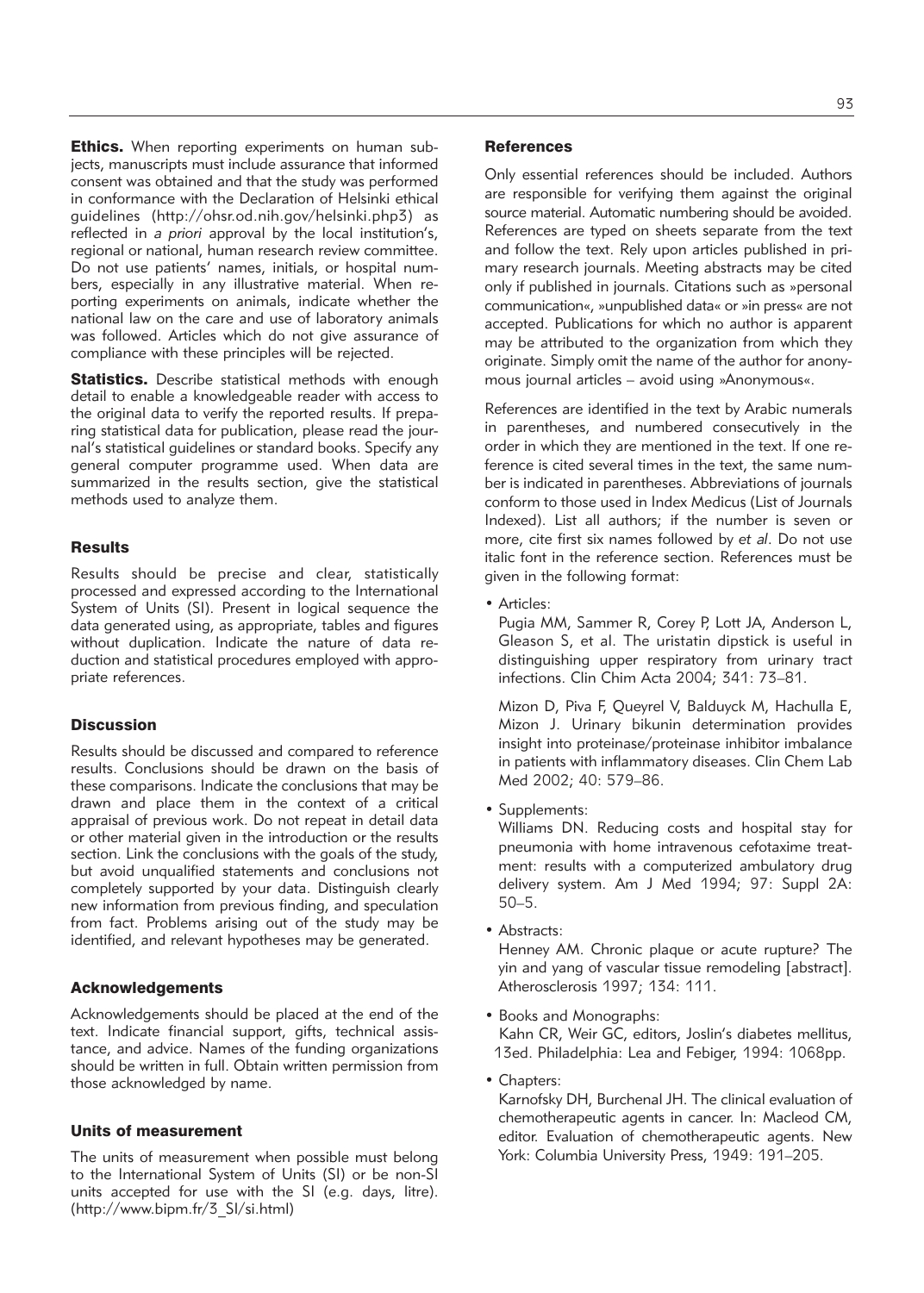**Ethics.** When reporting experiments on human subjects, manuscripts must include assurance that informed consent was obtained and that the study was performed in conformance with the Declaration of Helsinki ethical guidelines (http://ohsr.od.nih.gov/helsinki.php3) as reflected in *a priori* approval by the local institution's, regional or national, human research review committee. Do not use patients' names, initials, or hospital numbers, especially in any illustrative material. When reporting experiments on animals, indicate whether the national law on the care and use of laboratory animals was followed. Articles which do not give assurance of compliance with these principles will be rejected.

**Statistics.** Describe statistical methods with enough detail to enable a knowledgeable reader with access to the original data to verify the reported results. If preparing statistical data for publication, please read the journal's statistical guidelines or standard books. Specify any general computer programme used. When data are summarized in the results section, give the statistical methods used to analyze them.

### Results

Results should be precise and clear, statistically processed and expressed according to the International System of Units (SI). Present in logical sequence the data generated using, as appropriate, tables and figures without duplication. Indicate the nature of data reduction and statistical procedures employed with appropriate references.

### Discussion

Results should be discussed and compared to reference results. Conclusions should be drawn on the basis of these comparisons. Indicate the conclusions that may be drawn and place them in the context of a critical appraisal of previous work. Do not repeat in detail data or other material given in the introduction or the results section. Link the conclusions with the goals of the study, but avoid unqualified statements and conclusions not completely supported by your data. Distinguish clearly new information from previous finding, and speculation from fact. Problems arising out of the study may be identified, and relevant hypotheses may be generated.

### Acknowledgements

Acknowledgements should be placed at the end of the text. Indicate financial support, gifts, technical assistance, and advice. Names of the funding organizations should be written in full. Obtain written permission from those acknowledged by name.

### Units of measurement

The units of measurement when possible must belong to the International System of Units (SI) or be non-SI units accepted for use with the SI (e.g. days, litre). (http://www.bipm.fr/3_SI/si.html)

### References

Only essential references should be included. Authors are responsible for verifying them against the original source material. Automatic numbering should be avoided. References are typed on sheets separate from the text and follow the text. Rely upon articles published in primary research journals. Meeting abstracts may be cited only if published in journals. Citations such as »personal communication«, »unpublished data« or »in press« are not accepted. Publications for which no author is apparent may be attributed to the organization from which they originate. Simply omit the name of the author for anonymous journal articles – avoid using »Anonymous«.

References are identified in the text by Arabic numerals in parentheses, and numbered consecutively in the order in which they are mentioned in the text. If one reference is cited several times in the text, the same number is indicated in parentheses. Abbreviations of journals conform to those used in Index Medicus (List of Journals Indexed). List all authors; if the number is seven or more, cite first six names followed by *et al*. Do not use italic font in the reference section. References must be given in the following format:

- Articles:

  Pugia MM, Sammer R, Corey P, Lott JA, Anderson L, Gleason S, et al. The uristatin dipstick is useful in distinguishing upper respiratory from urinary tract infections. Clin Chim Acta 2004; 341: 73–81.

  Mizon D, Piva F, Queyrel V, Balduyck M, Hachulla E, Mizon J. Urinary bikunin determination provides insight into proteinase/proteinase inhibitor imbalance in patients with inflammatory diseases. Clin Chem Lab Med 2002; 40: 579–86.

- Supplements:

  Williams DN. Reducing costs and hospital stay for pneumonia with home intravenous cefotaxime treatment: results with a computerized ambulatory drug delivery system. Am J Med 1994; 97: Suppl 2A: 50–5.

- Abstracts:

  Henney AM. Chronic plaque or acute rupture? The yin and yang of vascular tissue remodeling [abstract]. Atherosclerosis 1997; 134: 111.

- Books and Monographs:

  Kahn CR, Weir GC, editors, Joslin's diabetes mellitus, 13ed. Philadelphia: Lea and Febiger, 1994: 1068pp.

- Chapters:

  Karnofsky DH, Burchenal JH. The clinical evaluation of chemotherapeutic agents in cancer. In: Macleod CM, editor. Evaluation of chemotherapeutic agents. New York: Columbia University Press, 1949: 191–205.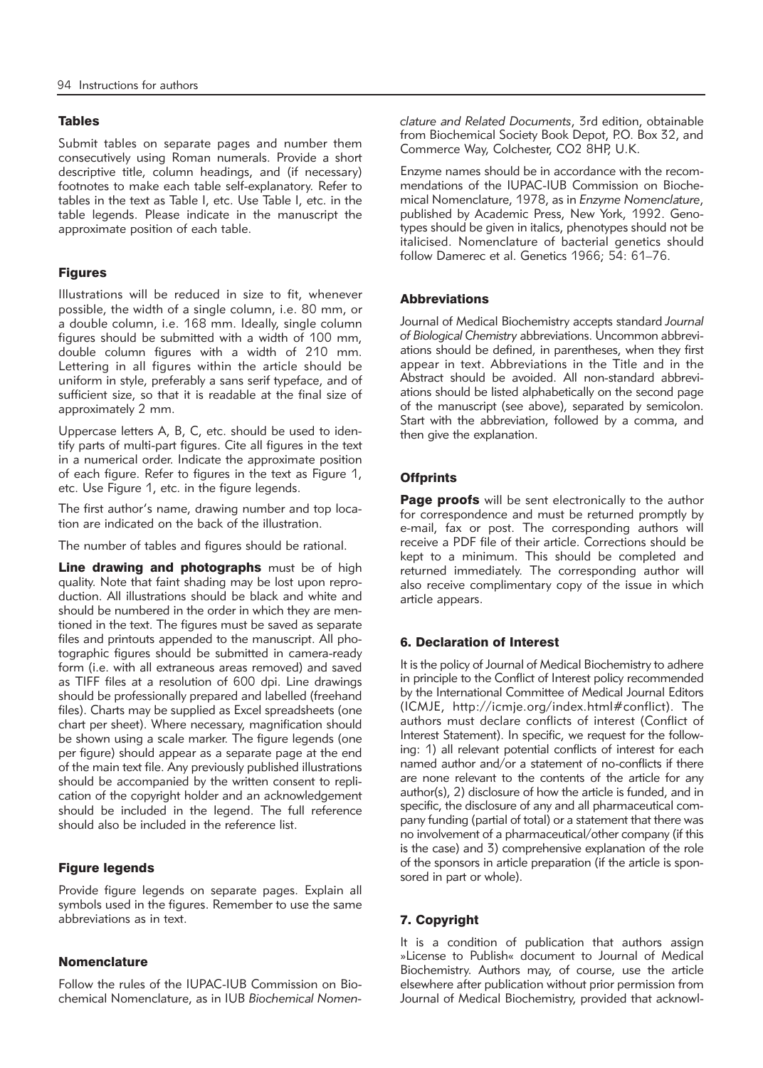### Tables

Submit tables on separate pages and number them consecutively using Roman numerals. Provide a short descriptive title, column headings, and (if necessary) footnotes to make each table self-explanatory. Refer to tables in the text as Table I, etc. Use Table I, etc. in the table legends. Please indicate in the manuscript the approximate position of each table.

### Figures

Illustrations will be reduced in size to fit, whenever possible, the width of a single column, i.e. 80 mm, or a double column, i.e. 168 mm. Ideally, single column figures should be submitted with a width of 100 mm, double column figures with a width of 210 mm. Lettering in all figures within the article should be uniform in style, preferably a sans serif typeface, and of sufficient size, so that it is readable at the final size of approximately 2 mm.

Uppercase letters A, B, C, etc. should be used to identify parts of multi-part figures. Cite all figures in the text in a numerical order. Indicate the approximate position of each figure. Refer to figures in the text as Figure 1, etc. Use Figure 1, etc. in the figure legends.

The first author's name, drawing number and top location are indicated on the back of the illustration.

The number of tables and figures should be rational.

**Line drawing and photographs** must be of high quality. Note that faint shading may be lost upon reproduction. All illustrations should be black and white and should be numbered in the order in which they are mentioned in the text. The figures must be saved as separate files and printouts appended to the manuscript. All photographic figures should be submitted in camera-ready form (i.e. with all extraneous areas removed) and saved as TIFF files at a resolution of 600 dpi. Line drawings should be professionally prepared and labelled (freehand files). Charts may be supplied as Excel spreadsheets (one chart per sheet). Where necessary, magnification should be shown using a scale marker. The figure legends (one per figure) should appear as a separate page at the end of the main text file. Any previously published illustrations should be accompanied by the written consent to replication of the copyright holder and an acknowledgement should be included in the legend. The full reference should also be included in the reference list.

### Figure legends

Provide figure legends on separate pages. Explain all symbols used in the figures. Remember to use the same abbreviations as in text.

### Nomenclature

Follow the rules of the IUPAC-IUB Commission on Biochemical Nomenclature, as in IUB *Biochemical Nomenclature and Related Documents*, 3rd edition, obtainable from Biochemical Society Book Depot, P.O. Box 32, and Commerce Way, Colchester, CO2 8HP, U.K.

Enzyme names should be in accordance with the recommendations of the IUPAC-IUB Commission on Biochemical Nomenclature, 1978, as in *Enzyme Nomenclature*, published by Academic Press, New York, 1992. Genotypes should be given in italics, phenotypes should not be italicised. Nomenclature of bacterial genetics should follow Damerec et al. Genetics 1966; 54: 61–76.

### Abbreviations

Journal of Medical Biochemistry accepts standard *Journal of Biological Chemistry* abbreviations. Uncommon abbreviations should be defined, in parentheses, when they first appear in text. Abbreviations in the Title and in the Abstract should be avoided. All non-standard abbreviations should be listed alphabetically on the second page of the manuscript (see above), separated by semicolon. Start with the abbreviation, followed by a comma, and then give the explanation.

### Offprints

**Page proofs** will be sent electronically to the author for correspondence and must be returned promptly by e-mail, fax or post. The corresponding authors will receive a PDF file of their article. Corrections should be kept to a minimum. This should be completed and returned immediately. The corresponding author will also receive complimentary copy of the issue in which article appears.

## 6. Declaration of Interest

It is the policy of Journal of Medical Biochemistry to adhere in principle to the Conflict of Interest policy recommended by the International Committee of Medical Journal Editors (ICMJE, http://icmje.org/index.html#conflict). The authors must declare conflicts of interest (Conflict of Interest Statement). In specific, we request for the following: 1) all relevant potential conflicts of interest for each named author and/or a statement of no-conflicts if there are none relevant to the contents of the article for any author(s), 2) disclosure of how the article is funded, and in specific, the disclosure of any and all pharmaceutical company funding (partial of total) or a statement that there was no involvement of a pharmaceutical/other company (if this is the case) and 3) comprehensive explanation of the role of the sponsors in article preparation (if the article is sponsored in part or whole).

## 7. Copyright

It is a condition of publication that authors assign »License to Publish« document to Journal of Medical Biochemistry. Authors may, of course, use the article elsewhere after publication without prior permission from Journal of Medical Biochemistry, provided that acknowl-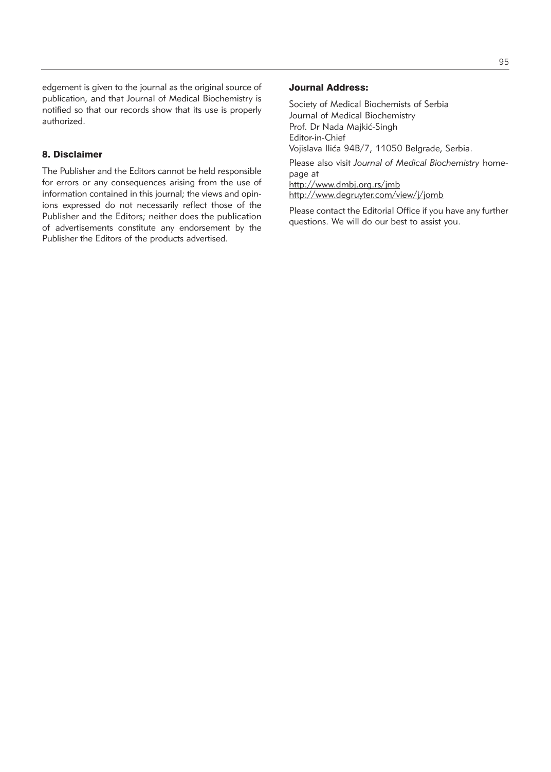edgement is given to the journal as the original source of publication, and that Journal of Medical Biochemistry is notified so that our records show that its use is properly authorized.

## 8. Disclaimer

The Publisher and the Editors cannot be held responsible for errors or any consequences arising from the use of information contained in this journal; the views and opinions expressed do not necessarily reflect those of the Publisher and the Editors; neither does the publication of advertisements constitute any endorsement by the Publisher the Editors of the products advertised.

## Journal Address:

Society of Medical Biochemists of Serbia
Journal of Medical Biochemistry
Prof. Dr Nada Majkić-Singh
Editor-in-Chief
Vojislava Ilića 94B/7, 11050 Belgrade, Serbia.

Please also visit *Journal of Medical Biochemistry* homepage at
http://www.dmbj.org.rs/jmb
http://www.degruyter.com/view/j/jomb

Please contact the Editorial Office if you have any further questions. We will do our best to assist you.